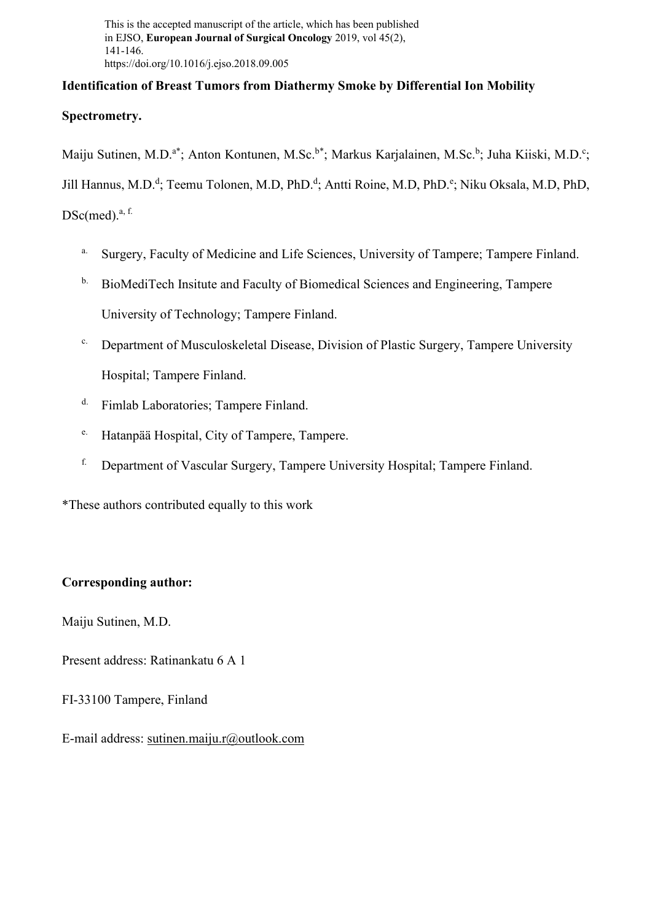This is the accepted manuscript of the article, which has been published in EJSO, **European Journal of Surgical Oncology** 2019, vol 45(2), 141-146.
https://doi.org/10.1016/j.ejso.2018.09.005

# Identification of Breast Tumors from Diathermy Smoke by Differential Ion Mobility Spectrometry.

Maiju Sutinen, M.D.[a*]; Anton Kontunen, M.Sc.[b*]; Markus Karjalainen, M.Sc.[b]; Juha Kiiski, M.D.[c]; Jill Hannus, M.D.[d]; Teemu Tolonen, M.D, PhD.[d]; Antti Roine, M.D, PhD.[e]; Niku Oksala, M.D, PhD, DSc(med).[a, f.]

a. Surgery, Faculty of Medicine and Life Sciences, University of Tampere; Tampere Finland.
b. BioMediTech Insitute and Faculty of Biomedical Sciences and Engineering, Tampere University of Technology; Tampere Finland.
c. Department of Musculoskeletal Disease, Division of Plastic Surgery, Tampere University Hospital; Tampere Finland.
d. Fimlab Laboratories; Tampere Finland.
e. Hatanpää Hospital, City of Tampere, Tampere.
f. Department of Vascular Surgery, Tampere University Hospital; Tampere Finland.

*These authors contributed equally to this work

**Corresponding author:**

Maiju Sutinen, M.D.

Present address: Ratinankatu 6 A 1

FI-33100 Tampere, Finland

E-mail address: sutinen.maiju.r@outlook.com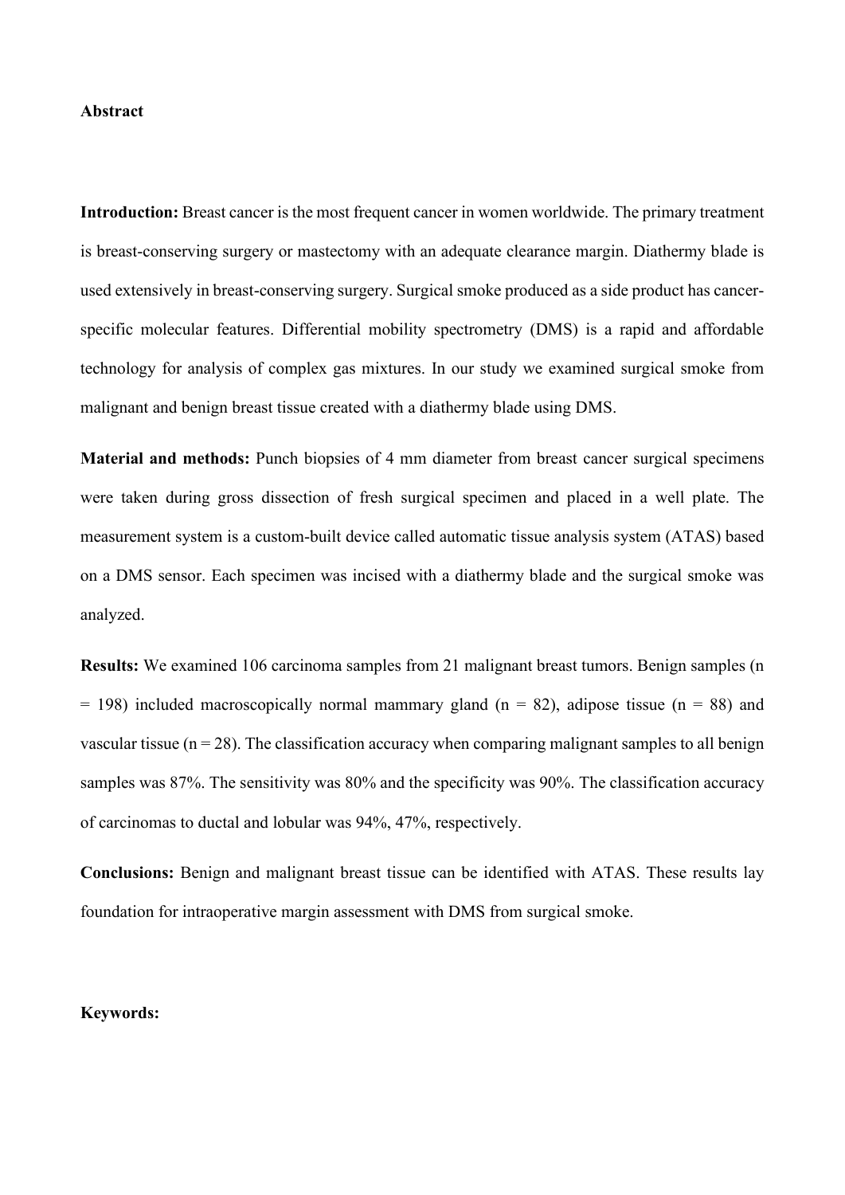## Abstract

**Introduction:** Breast cancer is the most frequent cancer in women worldwide. The primary treatment is breast-conserving surgery or mastectomy with an adequate clearance margin. Diathermy blade is used extensively in breast-conserving surgery. Surgical smoke produced as a side product has cancer-specific molecular features. Differential mobility spectrometry (DMS) is a rapid and affordable technology for analysis of complex gas mixtures. In our study we examined surgical smoke from malignant and benign breast tissue created with a diathermy blade using DMS.

**Material and methods:** Punch biopsies of 4 mm diameter from breast cancer surgical specimens were taken during gross dissection of fresh surgical specimen and placed in a well plate. The measurement system is a custom-built device called automatic tissue analysis system (ATAS) based on a DMS sensor. Each specimen was incised with a diathermy blade and the surgical smoke was analyzed.

**Results:** We examined 106 carcinoma samples from 21 malignant breast tumors. Benign samples (n = 198) included macroscopically normal mammary gland (n = 82), adipose tissue (n = 88) and vascular tissue (n = 28). The classification accuracy when comparing malignant samples to all benign samples was 87%. The sensitivity was 80% and the specificity was 90%. The classification accuracy of carcinomas to ductal and lobular was 94%, 47%, respectively.

**Conclusions:** Benign and malignant breast tissue can be identified with ATAS. These results lay foundation for intraoperative margin assessment with DMS from surgical smoke.

**Keywords:**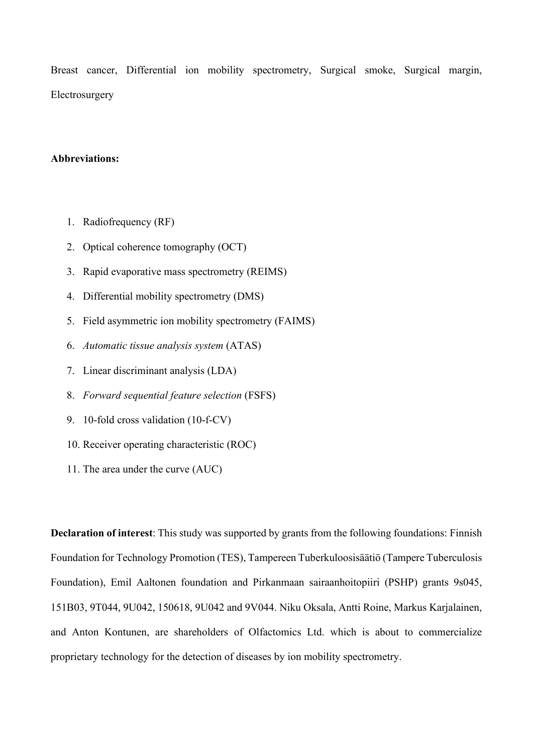Breast cancer, Differential ion mobility spectrometry, Surgical smoke, Surgical margin, Electrosurgery

**Abbreviations:**

1. Radiofrequency (RF)
2. Optical coherence tomography (OCT)
3. Rapid evaporative mass spectrometry (REIMS)
4. Differential mobility spectrometry (DMS)
5. Field asymmetric ion mobility spectrometry (FAIMS)
6. *Automatic tissue analysis system* (ATAS)
7. Linear discriminant analysis (LDA)
8. *Forward sequential feature selection* (FSFS)
9. 10-fold cross validation (10-f-CV)
10. Receiver operating characteristic (ROC)
11. The area under the curve (AUC)

**Declaration of interest**: This study was supported by grants from the following foundations: Finnish Foundation for Technology Promotion (TES), Tampereen Tuberkuloosisäätiö (Tampere Tuberculosis Foundation), Emil Aaltonen foundation and Pirkanmaan sairaanhoitopiiri (PSHP) grants 9s045, 151B03, 9T044, 9U042, 150618, 9U042 and 9V044. Niku Oksala, Antti Roine, Markus Karjalainen, and Anton Kontunen, are shareholders of Olfactomics Ltd. which is about to commercialize proprietary technology for the detection of diseases by ion mobility spectrometry.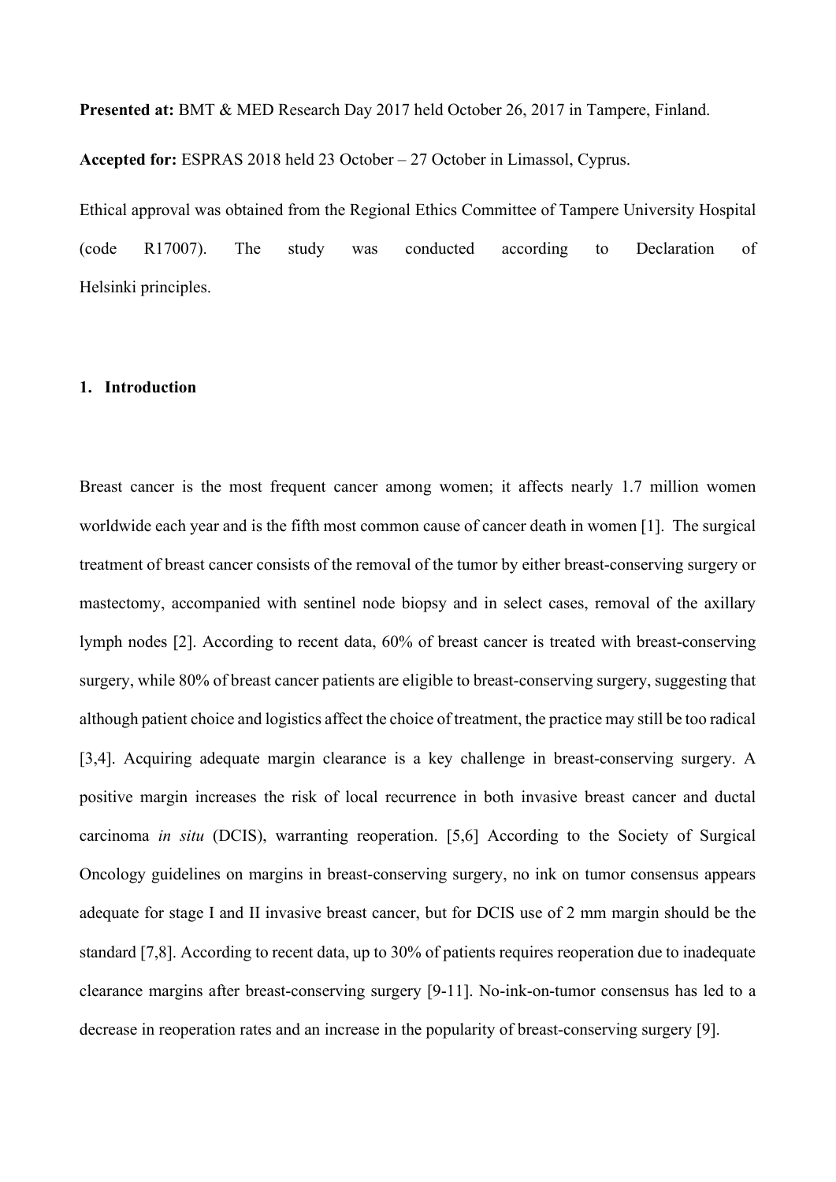**Presented at:** BMT & MED Research Day 2017 held October 26, 2017 in Tampere, Finland.

**Accepted for:** ESPRAS 2018 held 23 October – 27 October in Limassol, Cyprus.

Ethical approval was obtained from the Regional Ethics Committee of Tampere University Hospital (code R17007). The study was conducted according to Declaration of Helsinki principles.

## 1. Introduction

Breast cancer is the most frequent cancer among women; it affects nearly 1.7 million women worldwide each year and is the fifth most common cause of cancer death in women [1]. The surgical treatment of breast cancer consists of the removal of the tumor by either breast-conserving surgery or mastectomy, accompanied with sentinel node biopsy and in select cases, removal of the axillary lymph nodes [2]. According to recent data, 60% of breast cancer is treated with breast-conserving surgery, while 80% of breast cancer patients are eligible to breast-conserving surgery, suggesting that although patient choice and logistics affect the choice of treatment, the practice may still be too radical [3,4]. Acquiring adequate margin clearance is a key challenge in breast-conserving surgery. A positive margin increases the risk of local recurrence in both invasive breast cancer and ductal carcinoma *in situ* (DCIS), warranting reoperation. [5,6] According to the Society of Surgical Oncology guidelines on margins in breast-conserving surgery, no ink on tumor consensus appears adequate for stage I and II invasive breast cancer, but for DCIS use of 2 mm margin should be the standard [7,8]. According to recent data, up to 30% of patients requires reoperation due to inadequate clearance margins after breast-conserving surgery [9-11]. No-ink-on-tumor consensus has led to a decrease in reoperation rates and an increase in the popularity of breast-conserving surgery [9].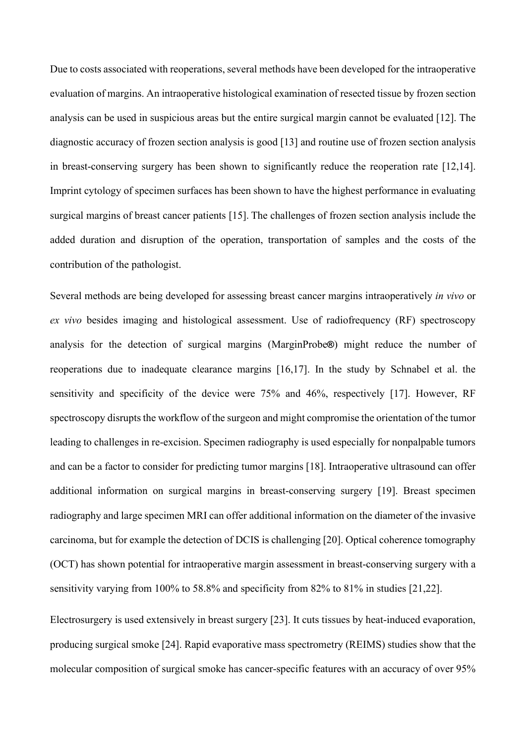Due to costs associated with reoperations, several methods have been developed for the intraoperative evaluation of margins. An intraoperative histological examination of resected tissue by frozen section analysis can be used in suspicious areas but the entire surgical margin cannot be evaluated [12]. The diagnostic accuracy of frozen section analysis is good [13] and routine use of frozen section analysis in breast-conserving surgery has been shown to significantly reduce the reoperation rate [12,14]. Imprint cytology of specimen surfaces has been shown to have the highest performance in evaluating surgical margins of breast cancer patients [15]. The challenges of frozen section analysis include the added duration and disruption of the operation, transportation of samples and the costs of the contribution of the pathologist.

Several methods are being developed for assessing breast cancer margins intraoperatively *in vivo* or *ex vivo* besides imaging and histological assessment. Use of radiofrequency (RF) spectroscopy analysis for the detection of surgical margins (MarginProbe®) might reduce the number of reoperations due to inadequate clearance margins [16,17]. In the study by Schnabel et al. the sensitivity and specificity of the device were 75% and 46%, respectively [17]. However, RF spectroscopy disrupts the workflow of the surgeon and might compromise the orientation of the tumor leading to challenges in re-excision. Specimen radiography is used especially for nonpalpable tumors and can be a factor to consider for predicting tumor margins [18]. Intraoperative ultrasound can offer additional information on surgical margins in breast-conserving surgery [19]. Breast specimen radiography and large specimen MRI can offer additional information on the diameter of the invasive carcinoma, but for example the detection of DCIS is challenging [20]. Optical coherence tomography (OCT) has shown potential for intraoperative margin assessment in breast-conserving surgery with a sensitivity varying from 100% to 58.8% and specificity from 82% to 81% in studies [21,22].

Electrosurgery is used extensively in breast surgery [23]. It cuts tissues by heat-induced evaporation, producing surgical smoke [24]. Rapid evaporative mass spectrometry (REIMS) studies show that the molecular composition of surgical smoke has cancer-specific features with an accuracy of over 95%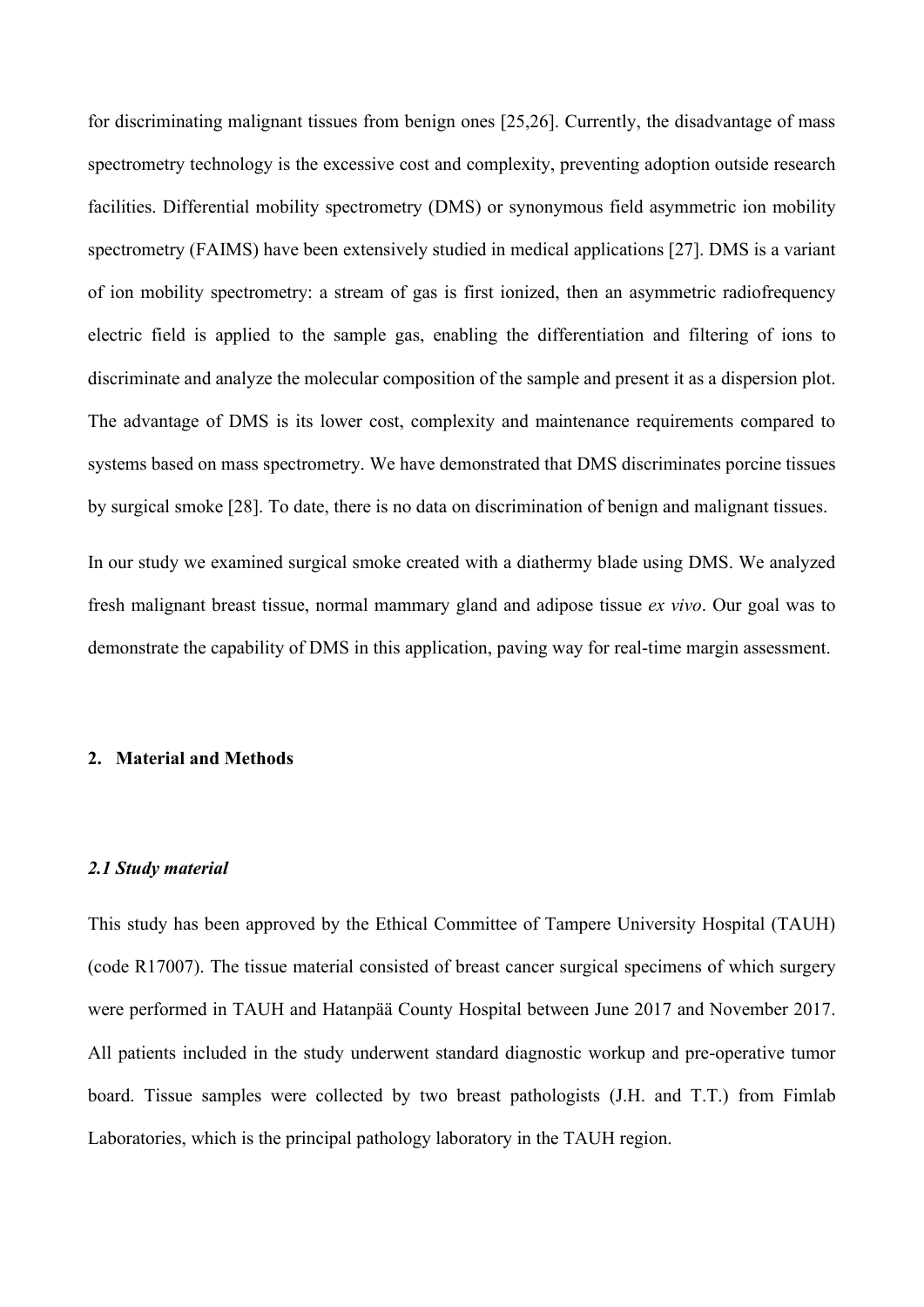for discriminating malignant tissues from benign ones [25,26]. Currently, the disadvantage of mass spectrometry technology is the excessive cost and complexity, preventing adoption outside research facilities. Differential mobility spectrometry (DMS) or synonymous field asymmetric ion mobility spectrometry (FAIMS) have been extensively studied in medical applications [27]. DMS is a variant of ion mobility spectrometry: a stream of gas is first ionized, then an asymmetric radiofrequency electric field is applied to the sample gas, enabling the differentiation and filtering of ions to discriminate and analyze the molecular composition of the sample and present it as a dispersion plot. The advantage of DMS is its lower cost, complexity and maintenance requirements compared to systems based on mass spectrometry. We have demonstrated that DMS discriminates porcine tissues by surgical smoke [28]. To date, there is no data on discrimination of benign and malignant tissues.

In our study we examined surgical smoke created with a diathermy blade using DMS. We analyzed fresh malignant breast tissue, normal mammary gland and adipose tissue *ex vivo*. Our goal was to demonstrate the capability of DMS in this application, paving way for real-time margin assessment.

## 2. Material and Methods

### *2.1 Study material*

This study has been approved by the Ethical Committee of Tampere University Hospital (TAUH) (code R17007). The tissue material consisted of breast cancer surgical specimens of which surgery were performed in TAUH and Hatanpää County Hospital between June 2017 and November 2017. All patients included in the study underwent standard diagnostic workup and pre-operative tumor board. Tissue samples were collected by two breast pathologists (J.H. and T.T.) from Fimlab Laboratories, which is the principal pathology laboratory in the TAUH region.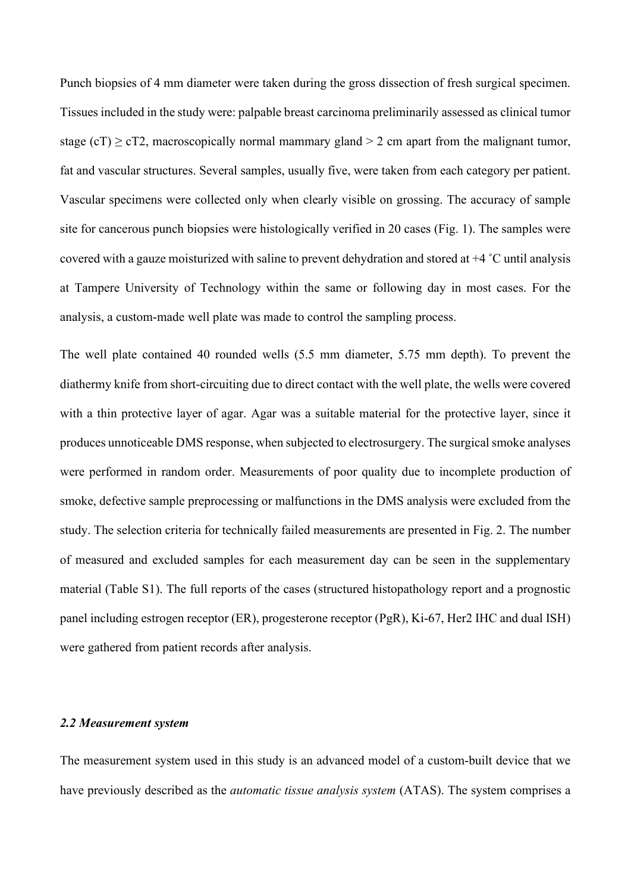Punch biopsies of 4 mm diameter were taken during the gross dissection of fresh surgical specimen. Tissues included in the study were: palpable breast carcinoma preliminarily assessed as clinical tumor stage (cT) $\geq$ cT2, macroscopically normal mammary gland > 2 cm apart from the malignant tumor, fat and vascular structures. Several samples, usually five, were taken from each category per patient. Vascular specimens were collected only when clearly visible on grossing. The accuracy of sample site for cancerous punch biopsies were histologically verified in 20 cases (Fig. 1). The samples were covered with a gauze moisturized with saline to prevent dehydration and stored at +4 ˚C until analysis at Tampere University of Technology within the same or following day in most cases. For the analysis, a custom-made well plate was made to control the sampling process.

The well plate contained 40 rounded wells (5.5 mm diameter, 5.75 mm depth). To prevent the diathermy knife from short-circuiting due to direct contact with the well plate, the wells were covered with a thin protective layer of agar. Agar was a suitable material for the protective layer, since it produces unnoticeable DMS response, when subjected to electrosurgery. The surgical smoke analyses were performed in random order. Measurements of poor quality due to incomplete production of smoke, defective sample preprocessing or malfunctions in the DMS analysis were excluded from the study. The selection criteria for technically failed measurements are presented in Fig. 2. The number of measured and excluded samples for each measurement day can be seen in the supplementary material (Table S1). The full reports of the cases (structured histopathology report and a prognostic panel including estrogen receptor (ER), progesterone receptor (PgR), Ki-67, Her2 IHC and dual ISH) were gathered from patient records after analysis.

### *2.2 Measurement system*

The measurement system used in this study is an advanced model of a custom-built device that we have previously described as the *automatic tissue analysis system* (ATAS). The system comprises a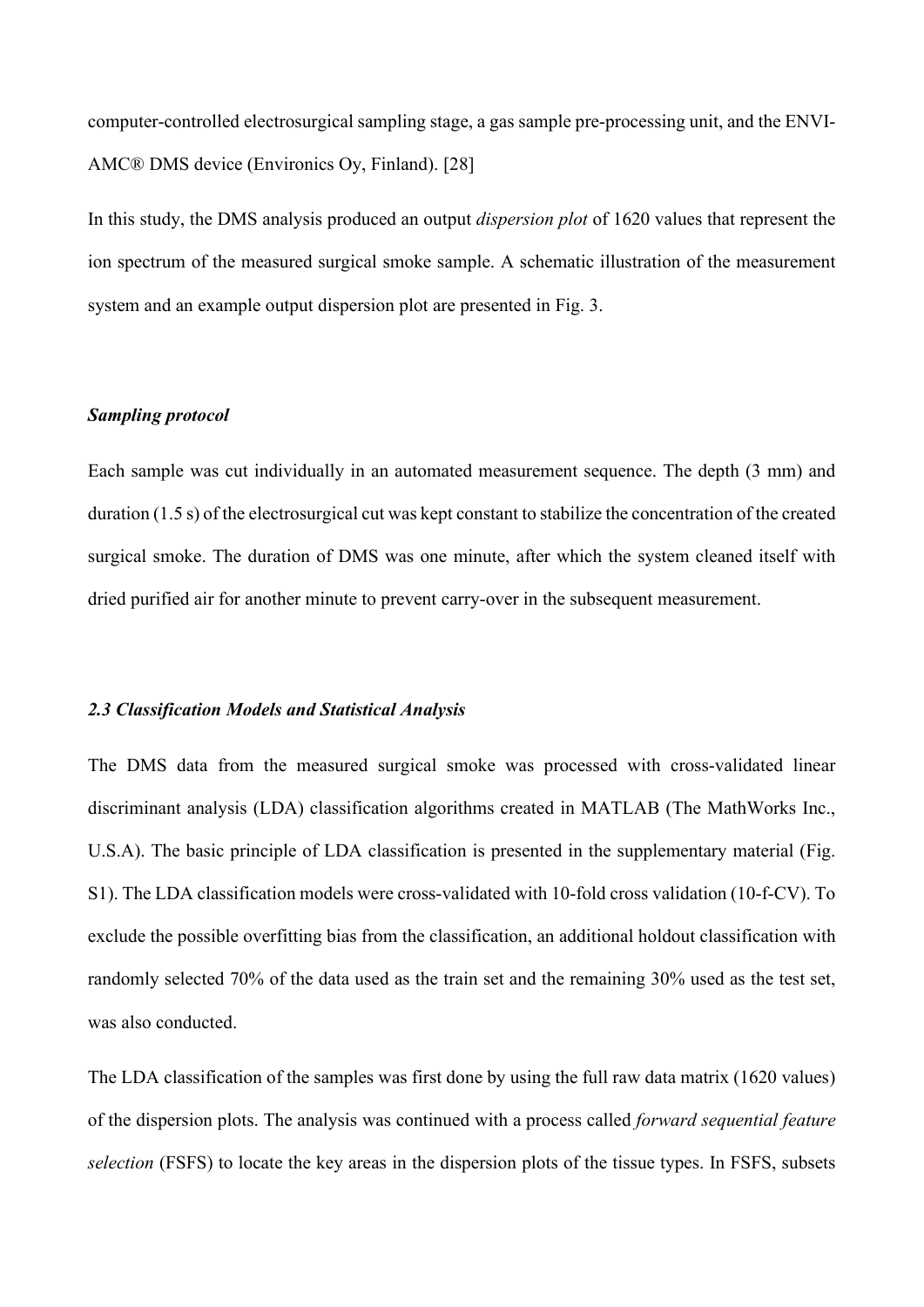computer-controlled electrosurgical sampling stage, a gas sample pre-processing unit, and the ENVI-AMC® DMS device (Environics Oy, Finland). [28]

In this study, the DMS analysis produced an output *dispersion plot* of 1620 values that represent the ion spectrum of the measured surgical smoke sample. A schematic illustration of the measurement system and an example output dispersion plot are presented in Fig. 3.

***Sampling protocol***

Each sample was cut individually in an automated measurement sequence. The depth (3 mm) and duration (1.5 s) of the electrosurgical cut was kept constant to stabilize the concentration of the created surgical smoke. The duration of DMS was one minute, after which the system cleaned itself with dried purified air for another minute to prevent carry-over in the subsequent measurement.

### *2.3 Classification Models and Statistical Analysis*

The DMS data from the measured surgical smoke was processed with cross-validated linear discriminant analysis (LDA) classification algorithms created in MATLAB (The MathWorks Inc., U.S.A). The basic principle of LDA classification is presented in the supplementary material (Fig. S1). The LDA classification models were cross-validated with 10-fold cross validation (10-f-CV). To exclude the possible overfitting bias from the classification, an additional holdout classification with randomly selected 70% of the data used as the train set and the remaining 30% used as the test set, was also conducted.

The LDA classification of the samples was first done by using the full raw data matrix (1620 values) of the dispersion plots. The analysis was continued with a process called *forward sequential feature selection* (FSFS) to locate the key areas in the dispersion plots of the tissue types. In FSFS, subsets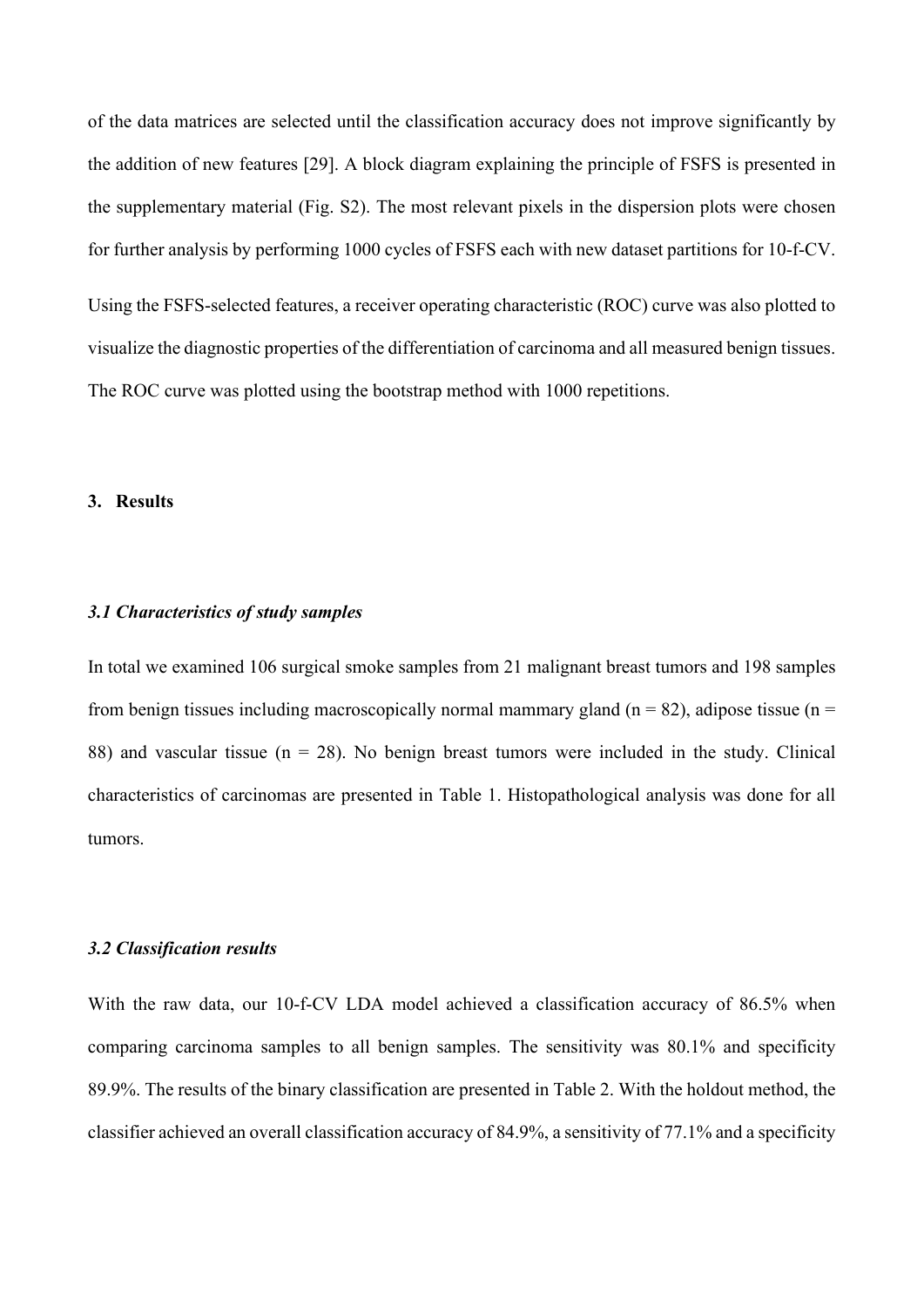of the data matrices are selected until the classification accuracy does not improve significantly by the addition of new features [29]. A block diagram explaining the principle of FSFS is presented in the supplementary material (Fig. S2). The most relevant pixels in the dispersion plots were chosen for further analysis by performing 1000 cycles of FSFS each with new dataset partitions for 10-f-CV.

Using the FSFS-selected features, a receiver operating characteristic (ROC) curve was also plotted to visualize the diagnostic properties of the differentiation of carcinoma and all measured benign tissues. The ROC curve was plotted using the bootstrap method with 1000 repetitions.

## 3. Results

### *3.1 Characteristics of study samples*

In total we examined 106 surgical smoke samples from 21 malignant breast tumors and 198 samples from benign tissues including macroscopically normal mammary gland (n = 82), adipose tissue (n = 88) and vascular tissue (n = 28). No benign breast tumors were included in the study. Clinical characteristics of carcinomas are presented in Table 1. Histopathological analysis was done for all tumors.

### *3.2 Classification results*

With the raw data, our 10-f-CV LDA model achieved a classification accuracy of 86.5% when comparing carcinoma samples to all benign samples. The sensitivity was 80.1% and specificity 89.9%. The results of the binary classification are presented in Table 2. With the holdout method, the classifier achieved an overall classification accuracy of 84.9%, a sensitivity of 77.1% and a specificity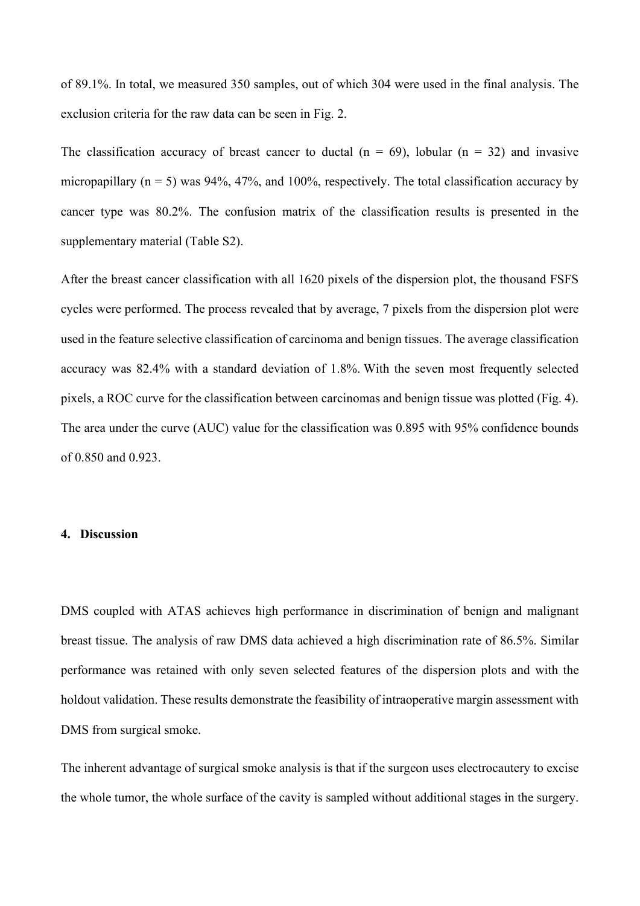of 89.1%. In total, we measured 350 samples, out of which 304 were used in the final analysis. The exclusion criteria for the raw data can be seen in Fig. 2.

The classification accuracy of breast cancer to ductal (n = 69), lobular (n = 32) and invasive micropapillary (n = 5) was 94%, 47%, and 100%, respectively. The total classification accuracy by cancer type was 80.2%. The confusion matrix of the classification results is presented in the supplementary material (Table S2).

After the breast cancer classification with all 1620 pixels of the dispersion plot, the thousand FSFS cycles were performed. The process revealed that by average, 7 pixels from the dispersion plot were used in the feature selective classification of carcinoma and benign tissues. The average classification accuracy was 82.4% with a standard deviation of 1.8%. With the seven most frequently selected pixels, a ROC curve for the classification between carcinomas and benign tissue was plotted (Fig. 4). The area under the curve (AUC) value for the classification was 0.895 with 95% confidence bounds of 0.850 and 0.923.

## 4. Discussion

DMS coupled with ATAS achieves high performance in discrimination of benign and malignant breast tissue. The analysis of raw DMS data achieved a high discrimination rate of 86.5%. Similar performance was retained with only seven selected features of the dispersion plots and with the holdout validation. These results demonstrate the feasibility of intraoperative margin assessment with DMS from surgical smoke.

The inherent advantage of surgical smoke analysis is that if the surgeon uses electrocautery to excise the whole tumor, the whole surface of the cavity is sampled without additional stages in the surgery.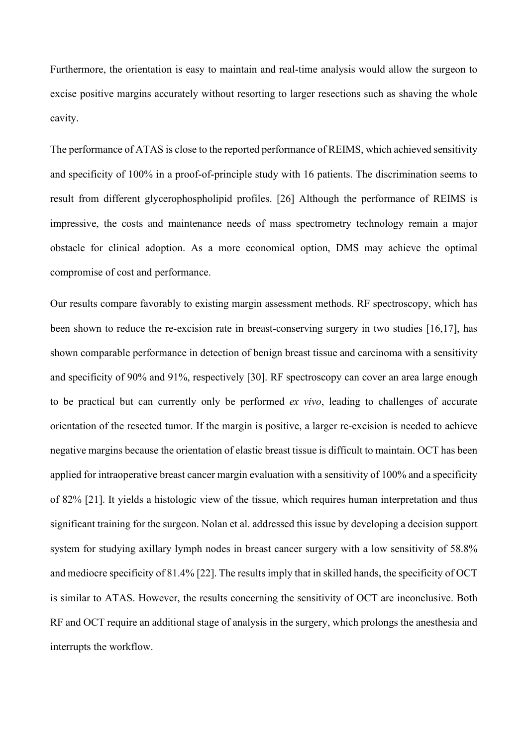Furthermore, the orientation is easy to maintain and real-time analysis would allow the surgeon to excise positive margins accurately without resorting to larger resections such as shaving the whole cavity.

The performance of ATAS is close to the reported performance of REIMS, which achieved sensitivity and specificity of 100% in a proof-of-principle study with 16 patients. The discrimination seems to result from different glycerophospholipid profiles. [26] Although the performance of REIMS is impressive, the costs and maintenance needs of mass spectrometry technology remain a major obstacle for clinical adoption. As a more economical option, DMS may achieve the optimal compromise of cost and performance.

Our results compare favorably to existing margin assessment methods. RF spectroscopy, which has been shown to reduce the re-excision rate in breast-conserving surgery in two studies [16,17], has shown comparable performance in detection of benign breast tissue and carcinoma with a sensitivity and specificity of 90% and 91%, respectively [30]. RF spectroscopy can cover an area large enough to be practical but can currently only be performed *ex vivo*, leading to challenges of accurate orientation of the resected tumor. If the margin is positive, a larger re-excision is needed to achieve negative margins because the orientation of elastic breast tissue is difficult to maintain. OCT has been applied for intraoperative breast cancer margin evaluation with a sensitivity of 100% and a specificity of 82% [21]. It yields a histologic view of the tissue, which requires human interpretation and thus significant training for the surgeon. Nolan et al. addressed this issue by developing a decision support system for studying axillary lymph nodes in breast cancer surgery with a low sensitivity of 58.8% and mediocre specificity of 81.4% [22]. The results imply that in skilled hands, the specificity of OCT is similar to ATAS. However, the results concerning the sensitivity of OCT are inconclusive. Both RF and OCT require an additional stage of analysis in the surgery, which prolongs the anesthesia and interrupts the workflow.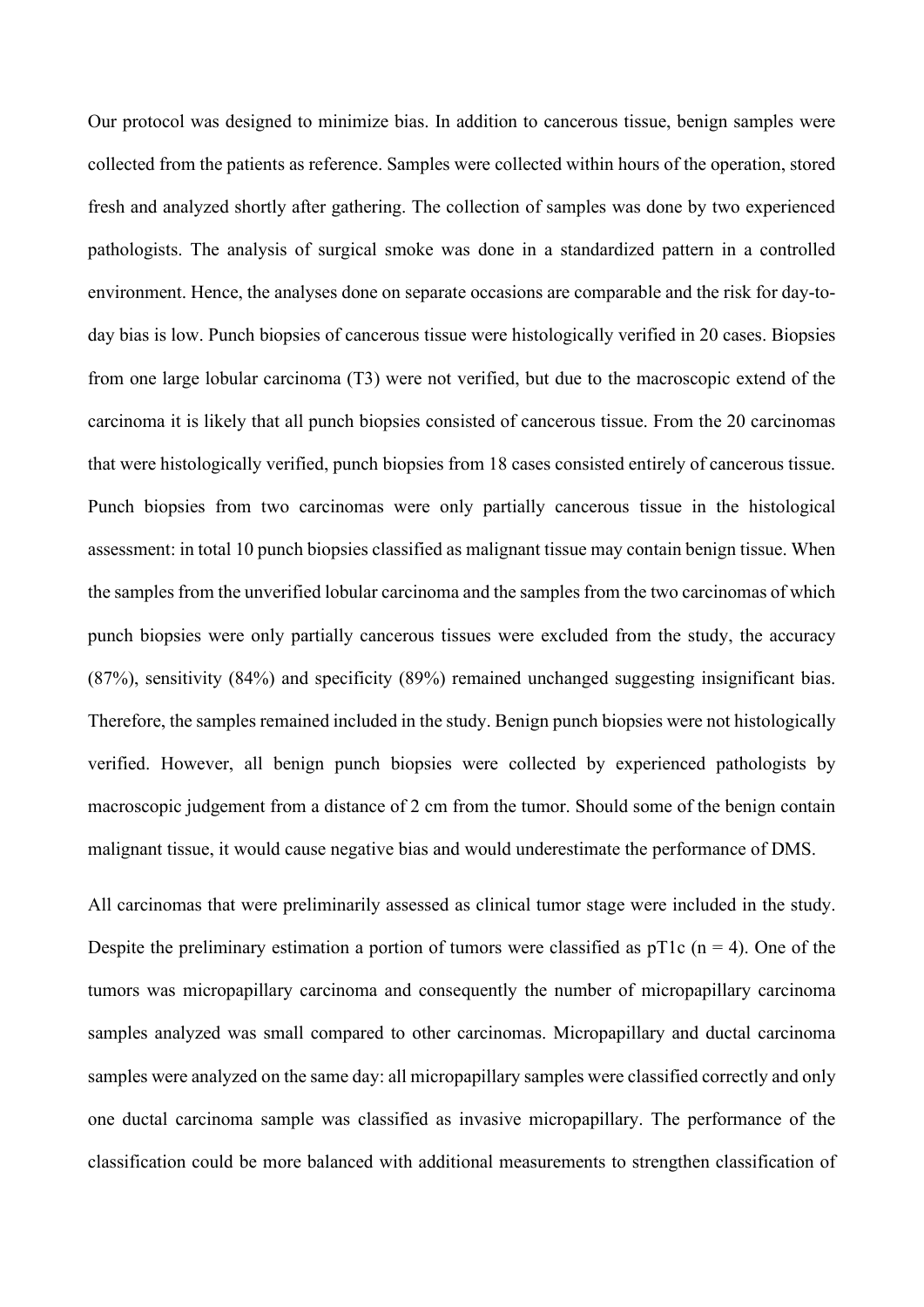Our protocol was designed to minimize bias. In addition to cancerous tissue, benign samples were collected from the patients as reference. Samples were collected within hours of the operation, stored fresh and analyzed shortly after gathering. The collection of samples was done by two experienced pathologists. The analysis of surgical smoke was done in a standardized pattern in a controlled environment. Hence, the analyses done on separate occasions are comparable and the risk for day-to-day bias is low. Punch biopsies of cancerous tissue were histologically verified in 20 cases. Biopsies from one large lobular carcinoma (T3) were not verified, but due to the macroscopic extend of the carcinoma it is likely that all punch biopsies consisted of cancerous tissue. From the 20 carcinomas that were histologically verified, punch biopsies from 18 cases consisted entirely of cancerous tissue. Punch biopsies from two carcinomas were only partially cancerous tissue in the histological assessment: in total 10 punch biopsies classified as malignant tissue may contain benign tissue. When the samples from the unverified lobular carcinoma and the samples from the two carcinomas of which punch biopsies were only partially cancerous tissues were excluded from the study, the accuracy (87%), sensitivity (84%) and specificity (89%) remained unchanged suggesting insignificant bias. Therefore, the samples remained included in the study. Benign punch biopsies were not histologically verified. However, all benign punch biopsies were collected by experienced pathologists by macroscopic judgement from a distance of 2 cm from the tumor. Should some of the benign contain malignant tissue, it would cause negative bias and would underestimate the performance of DMS.

All carcinomas that were preliminarily assessed as clinical tumor stage were included in the study. Despite the preliminary estimation a portion of tumors were classified as pT1c (n = 4). One of the tumors was micropapillary carcinoma and consequently the number of micropapillary carcinoma samples analyzed was small compared to other carcinomas. Micropapillary and ductal carcinoma samples were analyzed on the same day: all micropapillary samples were classified correctly and only one ductal carcinoma sample was classified as invasive micropapillary. The performance of the classification could be more balanced with additional measurements to strengthen classification of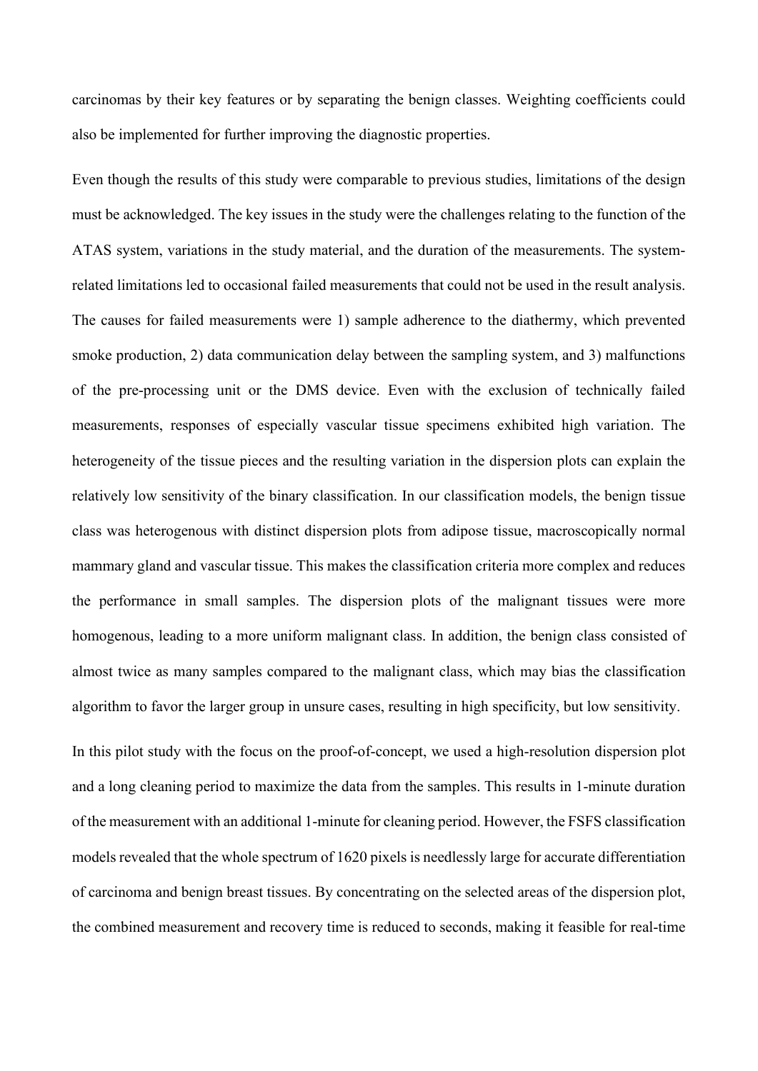carcinomas by their key features or by separating the benign classes. Weighting coefficients could also be implemented for further improving the diagnostic properties.

Even though the results of this study were comparable to previous studies, limitations of the design must be acknowledged. The key issues in the study were the challenges relating to the function of the ATAS system, variations in the study material, and the duration of the measurements. The system-related limitations led to occasional failed measurements that could not be used in the result analysis. The causes for failed measurements were 1) sample adherence to the diathermy, which prevented smoke production, 2) data communication delay between the sampling system, and 3) malfunctions of the pre-processing unit or the DMS device. Even with the exclusion of technically failed measurements, responses of especially vascular tissue specimens exhibited high variation. The heterogeneity of the tissue pieces and the resulting variation in the dispersion plots can explain the relatively low sensitivity of the binary classification. In our classification models, the benign tissue class was heterogenous with distinct dispersion plots from adipose tissue, macroscopically normal mammary gland and vascular tissue. This makes the classification criteria more complex and reduces the performance in small samples. The dispersion plots of the malignant tissues were more homogenous, leading to a more uniform malignant class. In addition, the benign class consisted of almost twice as many samples compared to the malignant class, which may bias the classification algorithm to favor the larger group in unsure cases, resulting in high specificity, but low sensitivity.

In this pilot study with the focus on the proof-of-concept, we used a high-resolution dispersion plot and a long cleaning period to maximize the data from the samples. This results in 1-minute duration of the measurement with an additional 1-minute for cleaning period. However, the FSFS classification models revealed that the whole spectrum of 1620 pixels is needlessly large for accurate differentiation of carcinoma and benign breast tissues. By concentrating on the selected areas of the dispersion plot, the combined measurement and recovery time is reduced to seconds, making it feasible for real-time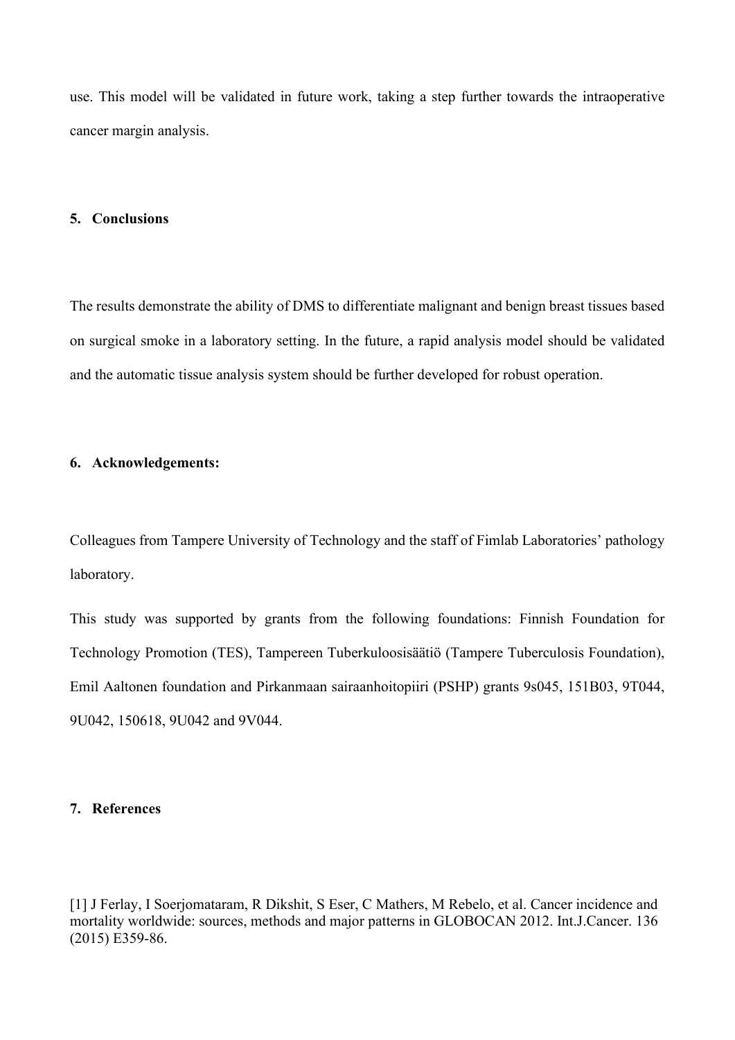use. This model will be validated in future work, taking a step further towards the intraoperative cancer margin analysis.

## 5. Conclusions

The results demonstrate the ability of DMS to differentiate malignant and benign breast tissues based on surgical smoke in a laboratory setting. In the future, a rapid analysis model should be validated and the automatic tissue analysis system should be further developed for robust operation.

## 6. Acknowledgements:

Colleagues from Tampere University of Technology and the staff of Fimlab Laboratories' pathology laboratory.

This study was supported by grants from the following foundations: Finnish Foundation for Technology Promotion (TES), Tampereen Tuberkuloosisäätiö (Tampere Tuberculosis Foundation), Emil Aaltonen foundation and Pirkanmaan sairaanhoitopiiri (PSHP) grants 9s045, 151B03, 9T044, 9U042, 150618, 9U042 and 9V044.

## 7. References

[1] J Ferlay, I Soerjomataram, R Dikshit, S Eser, C Mathers, M Rebelo, et al. Cancer incidence and mortality worldwide: sources, methods and major patterns in GLOBOCAN 2012. Int.J.Cancer. 136 (2015) E359-86.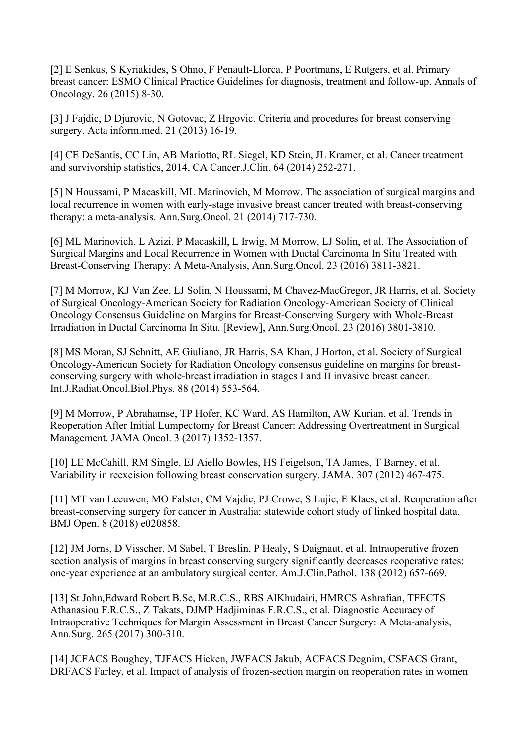[2] E Senkus, S Kyriakides, S Ohno, F Penault-Llorca, P Poortmans, E Rutgers, et al. Primary breast cancer: ESMO Clinical Practice Guidelines for diagnosis, treatment and follow-up. Annals of Oncology. 26 (2015) 8-30.

[3] J Fajdic, D Djurovic, N Gotovac, Z Hrgovic. Criteria and procedures for breast conserving surgery. Acta inform.med. 21 (2013) 16-19.

[4] CE DeSantis, CC Lin, AB Mariotto, RL Siegel, KD Stein, JL Kramer, et al. Cancer treatment and survivorship statistics, 2014, CA Cancer.J.Clin. 64 (2014) 252-271.

[5] N Houssami, P Macaskill, ML Marinovich, M Morrow. The association of surgical margins and local recurrence in women with early-stage invasive breast cancer treated with breast-conserving therapy: a meta-analysis. Ann.Surg.Oncol. 21 (2014) 717-730.

[6] ML Marinovich, L Azizi, P Macaskill, L Irwig, M Morrow, LJ Solin, et al. The Association of Surgical Margins and Local Recurrence in Women with Ductal Carcinoma In Situ Treated with Breast-Conserving Therapy: A Meta-Analysis, Ann.Surg.Oncol. 23 (2016) 3811-3821.

[7] M Morrow, KJ Van Zee, LJ Solin, N Houssami, M Chavez-MacGregor, JR Harris, et al. Society of Surgical Oncology-American Society for Radiation Oncology-American Society of Clinical Oncology Consensus Guideline on Margins for Breast-Conserving Surgery with Whole-Breast Irradiation in Ductal Carcinoma In Situ. [Review], Ann.Surg.Oncol. 23 (2016) 3801-3810.

[8] MS Moran, SJ Schnitt, AE Giuliano, JR Harris, SA Khan, J Horton, et al. Society of Surgical Oncology-American Society for Radiation Oncology consensus guideline on margins for breast-conserving surgery with whole-breast irradiation in stages I and II invasive breast cancer. Int.J.Radiat.Oncol.Biol.Phys. 88 (2014) 553-564.

[9] M Morrow, P Abrahamse, TP Hofer, KC Ward, AS Hamilton, AW Kurian, et al. Trends in Reoperation After Initial Lumpectomy for Breast Cancer: Addressing Overtreatment in Surgical Management. JAMA Oncol. 3 (2017) 1352-1357.

[10] LE McCahill, RM Single, EJ Aiello Bowles, HS Feigelson, TA James, T Barney, et al. Variability in reexcision following breast conservation surgery. JAMA. 307 (2012) 467-475.

[11] MT van Leeuwen, MO Falster, CM Vajdic, PJ Crowe, S Lujic, E Klaes, et al. Reoperation after breast-conserving surgery for cancer in Australia: statewide cohort study of linked hospital data. BMJ Open. 8 (2018) e020858.

[12] JM Jorns, D Visscher, M Sabel, T Breslin, P Healy, S Daignaut, et al. Intraoperative frozen section analysis of margins in breast conserving surgery significantly decreases reoperative rates: one-year experience at an ambulatory surgical center. Am.J.Clin.Pathol. 138 (2012) 657-669.

[13] St John,Edward Robert B.Sc, M.R.C.S., RBS AlKhudairi, HMRCS Ashrafian, TFECTS Athanasiou F.R.C.S., Z Takats, DJMP Hadjiminas F.R.C.S., et al. Diagnostic Accuracy of Intraoperative Techniques for Margin Assessment in Breast Cancer Surgery: A Meta-analysis, Ann.Surg. 265 (2017) 300-310.

[14] JCFACS Boughey, TJFACS Hieken, JWFACS Jakub, ACFACS Degnim, CSFACS Grant, DRFACS Farley, et al. Impact of analysis of frozen-section margin on reoperation rates in women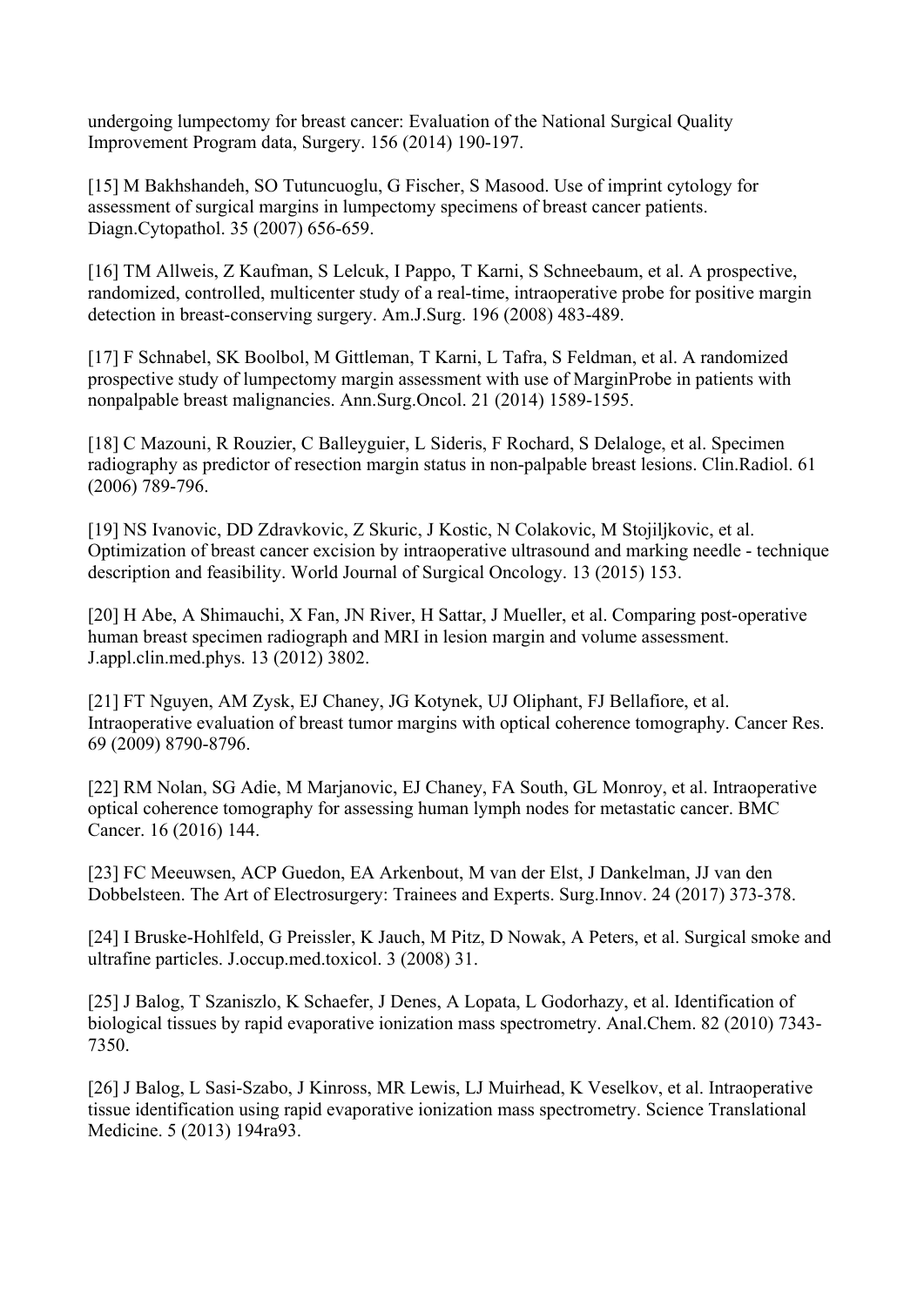undergoing lumpectomy for breast cancer: Evaluation of the National Surgical Quality Improvement Program data, Surgery. 156 (2014) 190-197.

[15] M Bakhshandeh, SO Tutuncuoglu, G Fischer, S Masood. Use of imprint cytology for assessment of surgical margins in lumpectomy specimens of breast cancer patients. Diagn.Cytopathol. 35 (2007) 656-659.

[16] TM Allweis, Z Kaufman, S Lelcuk, I Pappo, T Karni, S Schneebaum, et al. A prospective, randomized, controlled, multicenter study of a real-time, intraoperative probe for positive margin detection in breast-conserving surgery. Am.J.Surg. 196 (2008) 483-489.

[17] F Schnabel, SK Boolbol, M Gittleman, T Karni, L Tafra, S Feldman, et al. A randomized prospective study of lumpectomy margin assessment with use of MarginProbe in patients with nonpalpable breast malignancies. Ann.Surg.Oncol. 21 (2014) 1589-1595.

[18] C Mazouni, R Rouzier, C Balleyguier, L Sideris, F Rochard, S Delaloge, et al. Specimen radiography as predictor of resection margin status in non-palpable breast lesions. Clin.Radiol. 61 (2006) 789-796.

[19] NS Ivanovic, DD Zdravkovic, Z Skuric, J Kostic, N Colakovic, M Stojiljkovic, et al. Optimization of breast cancer excision by intraoperative ultrasound and marking needle - technique description and feasibility. World Journal of Surgical Oncology. 13 (2015) 153.

[20] H Abe, A Shimauchi, X Fan, JN River, H Sattar, J Mueller, et al. Comparing post-operative human breast specimen radiograph and MRI in lesion margin and volume assessment. J.appl.clin.med.phys. 13 (2012) 3802.

[21] FT Nguyen, AM Zysk, EJ Chaney, JG Kotynek, UJ Oliphant, FJ Bellafiore, et al. Intraoperative evaluation of breast tumor margins with optical coherence tomography. Cancer Res. 69 (2009) 8790-8796.

[22] RM Nolan, SG Adie, M Marjanovic, EJ Chaney, FA South, GL Monroy, et al. Intraoperative optical coherence tomography for assessing human lymph nodes for metastatic cancer. BMC Cancer. 16 (2016) 144.

[23] FC Meeuwsen, ACP Guedon, EA Arkenbout, M van der Elst, J Dankelman, JJ van den Dobbelsteen. The Art of Electrosurgery: Trainees and Experts. Surg.Innov. 24 (2017) 373-378.

[24] I Bruske-Hohlfeld, G Preissler, K Jauch, M Pitz, D Nowak, A Peters, et al. Surgical smoke and ultrafine particles. J.occup.med.toxicol. 3 (2008) 31.

[25] J Balog, T Szaniszlo, K Schaefer, J Denes, A Lopata, L Godorhazy, et al. Identification of biological tissues by rapid evaporative ionization mass spectrometry. Anal.Chem. 82 (2010) 7343-7350.

[26] J Balog, L Sasi-Szabo, J Kinross, MR Lewis, LJ Muirhead, K Veselkov, et al. Intraoperative tissue identification using rapid evaporative ionization mass spectrometry. Science Translational Medicine. 5 (2013) 194ra93.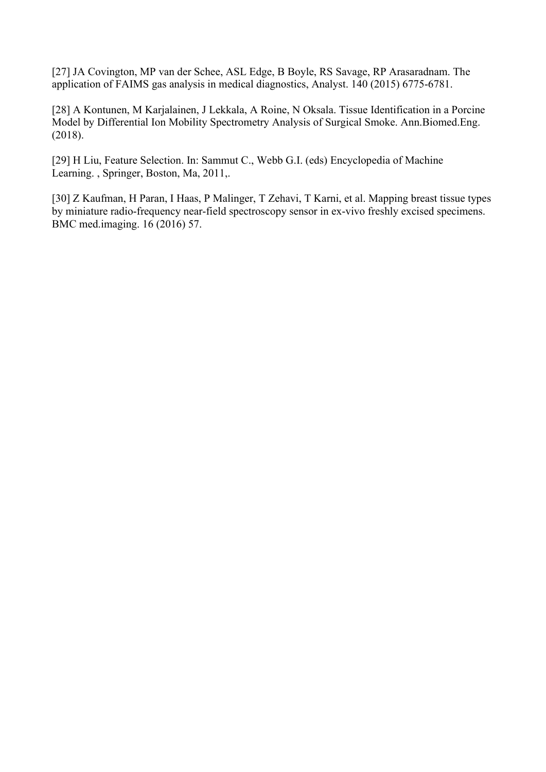[27] JA Covington, MP van der Schee, ASL Edge, B Boyle, RS Savage, RP Arasaradnam. The application of FAIMS gas analysis in medical diagnostics, Analyst. 140 (2015) 6775-6781.

[28] A Kontunen, M Karjalainen, J Lekkala, A Roine, N Oksala. Tissue Identification in a Porcine Model by Differential Ion Mobility Spectrometry Analysis of Surgical Smoke. Ann.Biomed.Eng. (2018).

[29] H Liu, Feature Selection. In: Sammut C., Webb G.I. (eds) Encyclopedia of Machine Learning. , Springer, Boston, Ma, 2011,.

[30] Z Kaufman, H Paran, I Haas, P Malinger, T Zehavi, T Karni, et al. Mapping breast tissue types by miniature radio-frequency near-field spectroscopy sensor in ex-vivo freshly excised specimens. BMC med.imaging. 16 (2016) 57.